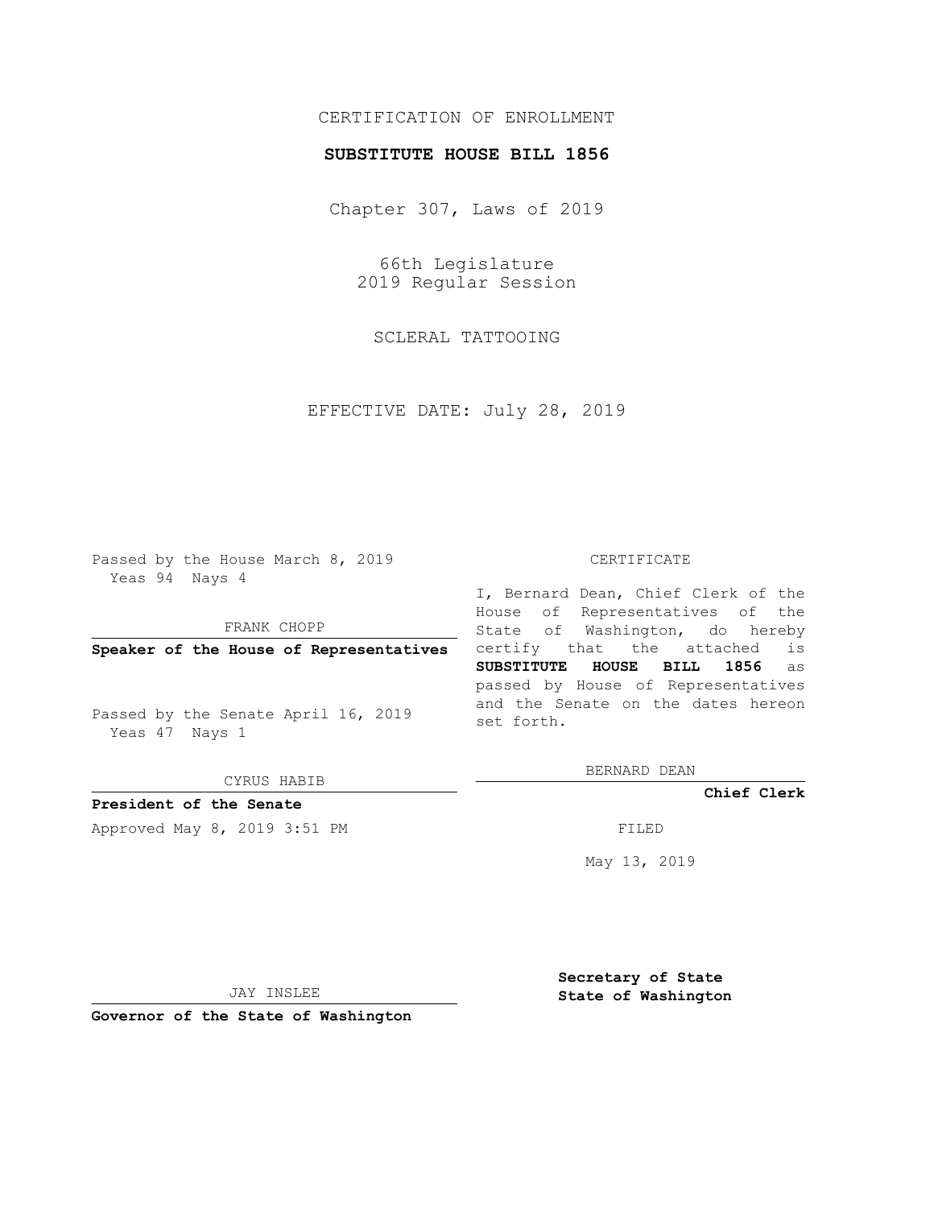CERTIFICATION OF ENROLLMENT

**SUBSTITUTE HOUSE BILL 1856**

Chapter 307, Laws of 2019

66th Legislature
2019 Regular Session

SCLERAL TATTOOING

EFFECTIVE DATE: July 28, 2019

Passed by the House March 8, 2019
Yeas 94 Nays 4

FRANK CHOPP

**Speaker of the House of Representatives**

Passed by the Senate April 16, 2019
Yeas 47 Nays 1

CYRUS HABIB

**President of the Senate**

Approved May 8, 2019 3:51 PM

JAY INSLEE

**Governor of the State of Washington**

CERTIFICATE

I, Bernard Dean, Chief Clerk of the House of Representatives of the State of Washington, do hereby certify that the attached is **SUBSTITUTE HOUSE BILL 1856** as passed by House of Representatives and the Senate on the dates hereon set forth.

BERNARD DEAN

**Chief Clerk**

FILED

May 13, 2019

**Secretary of State**
**State of Washington**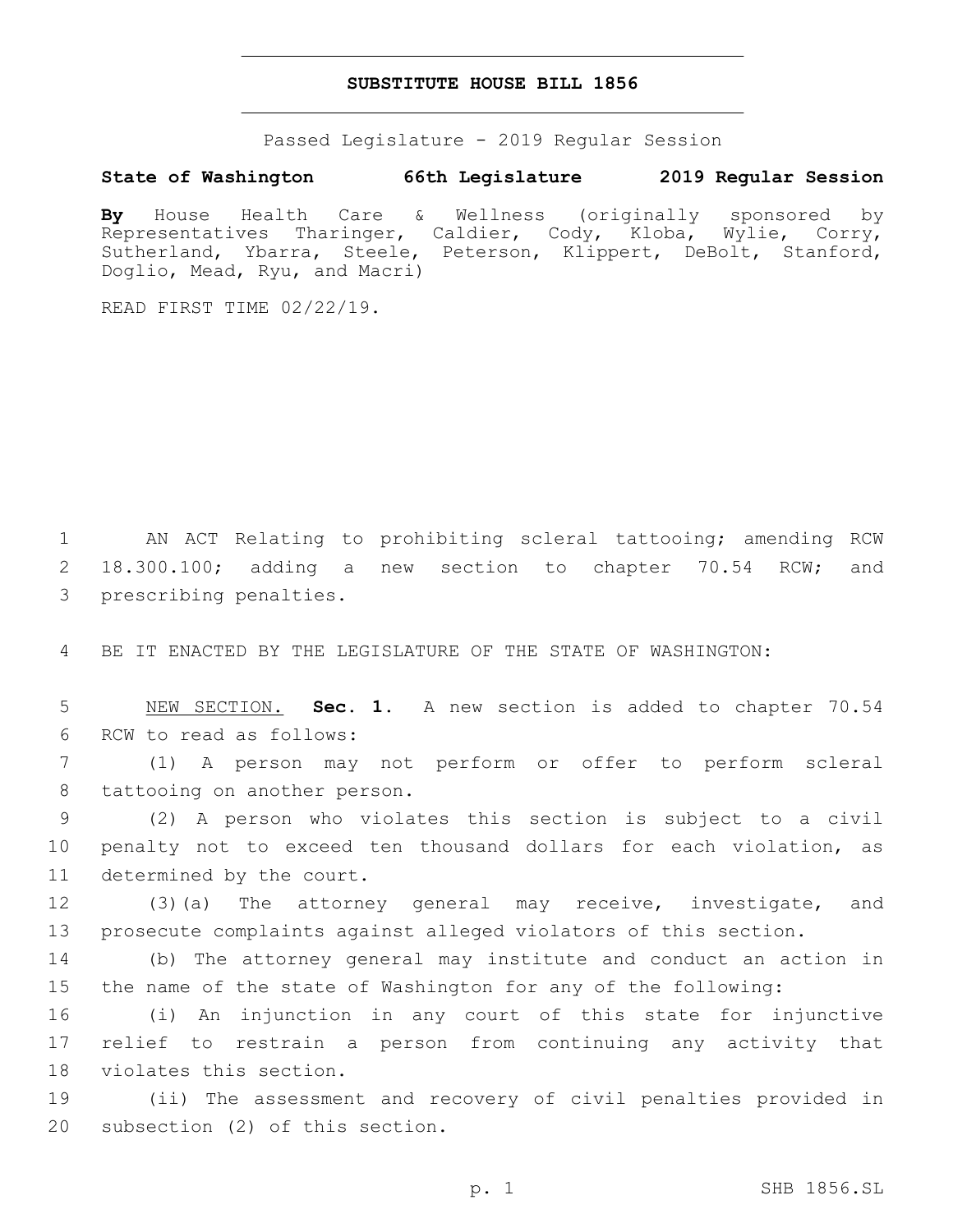# SUBSTITUTE HOUSE BILL 1856

Passed Legislature - 2019 Regular Session

**State of Washington 66th Legislature 2019 Regular Session**

**By** House Health Care & Wellness (originally sponsored by Representatives Tharinger, Caldier, Cody, Kloba, Wylie, Corry, Sutherland, Ybarra, Steele, Peterson, Klippert, DeBolt, Stanford, Doglio, Mead, Ryu, and Macri)

READ FIRST TIME 02/22/19.

AN ACT Relating to prohibiting scleral tattooing; amending RCW 18.300.100; adding a new section to chapter 70.54 RCW; and prescribing penalties.

BE IT ENACTED BY THE LEGISLATURE OF THE STATE OF WASHINGTON:

NEW SECTION. **Sec. 1.** A new section is added to chapter 70.54 RCW to read as follows:

(1) A person may not perform or offer to perform scleral tattooing on another person.

(2) A person who violates this section is subject to a civil penalty not to exceed ten thousand dollars for each violation, as determined by the court.

(3)(a) The attorney general may receive, investigate, and prosecute complaints against alleged violators of this section.

(b) The attorney general may institute and conduct an action in the name of the state of Washington for any of the following:

(i) An injunction in any court of this state for injunctive relief to restrain a person from continuing any activity that violates this section.

(ii) The assessment and recovery of civil penalties provided in subsection (2) of this section.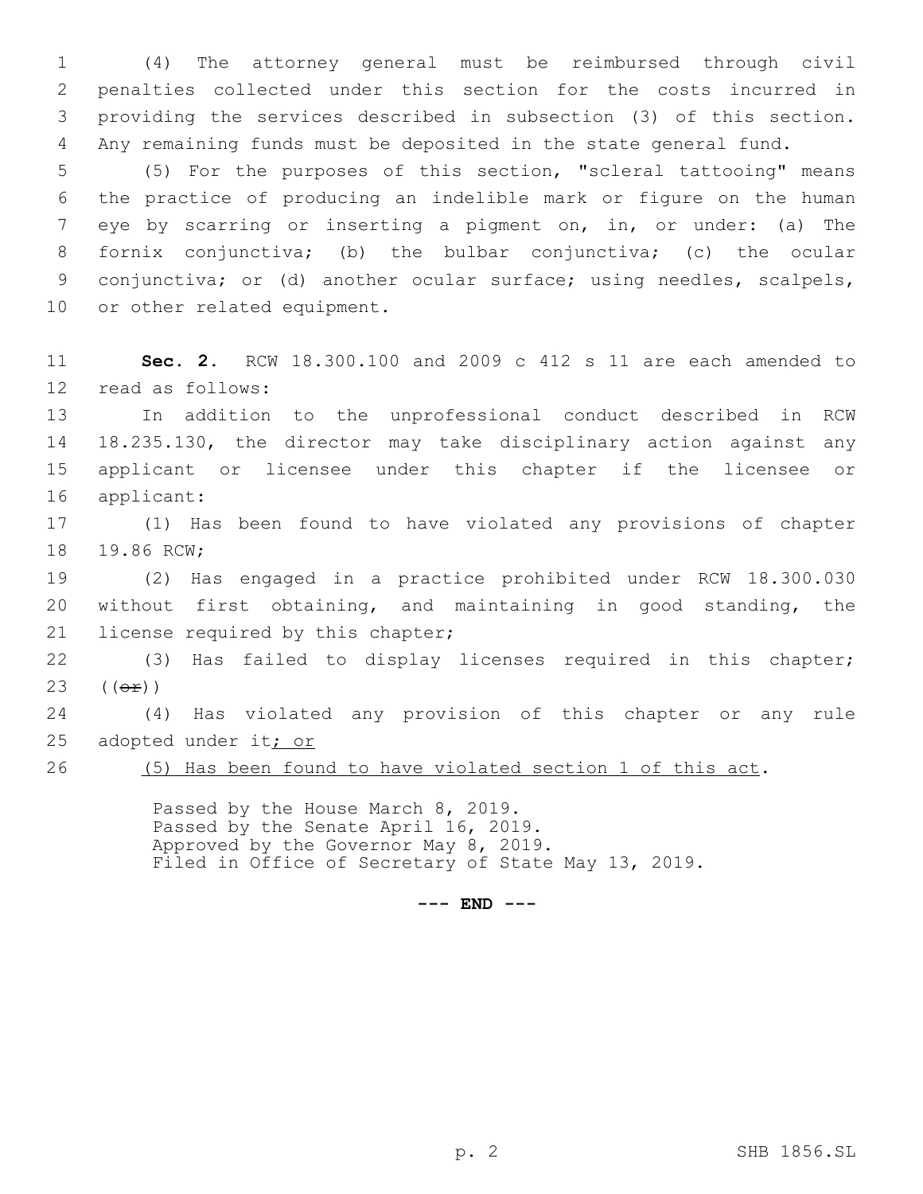(4) The attorney general must be reimbursed through civil penalties collected under this section for the costs incurred in providing the services described in subsection (3) of this section. Any remaining funds must be deposited in the state general fund.

(5) For the purposes of this section, "scleral tattooing" means the practice of producing an indelible mark or figure on the human eye by scarring or inserting a pigment on, in, or under: (a) The fornix conjunctiva; (b) the bulbar conjunctiva; (c) the ocular conjunctiva; or (d) another ocular surface; using needles, scalpels, or other related equipment.

**Sec. 2.** RCW 18.300.100 and 2009 c 412 s 11 are each amended to read as follows:

In addition to the unprofessional conduct described in RCW 18.235.130, the director may take disciplinary action against any applicant or licensee under this chapter if the licensee or applicant:

(1) Has been found to have violated any provisions of chapter 19.86 RCW;

(2) Has engaged in a practice prohibited under RCW 18.300.030 without first obtaining, and maintaining in good standing, the license required by this chapter;

(3) Has failed to display licenses required in this chapter; ((~~or~~))

(4) Has violated any provision of this chapter or any rule adopted under it<u>; or</u>

<u>(5) Has been found to have violated section 1 of this act</u>.

Passed by the House March 8, 2019.
Passed by the Senate April 16, 2019.
Approved by the Governor May 8, 2019.
Filed in Office of Secretary of State May 13, 2019.

**--- END ---**